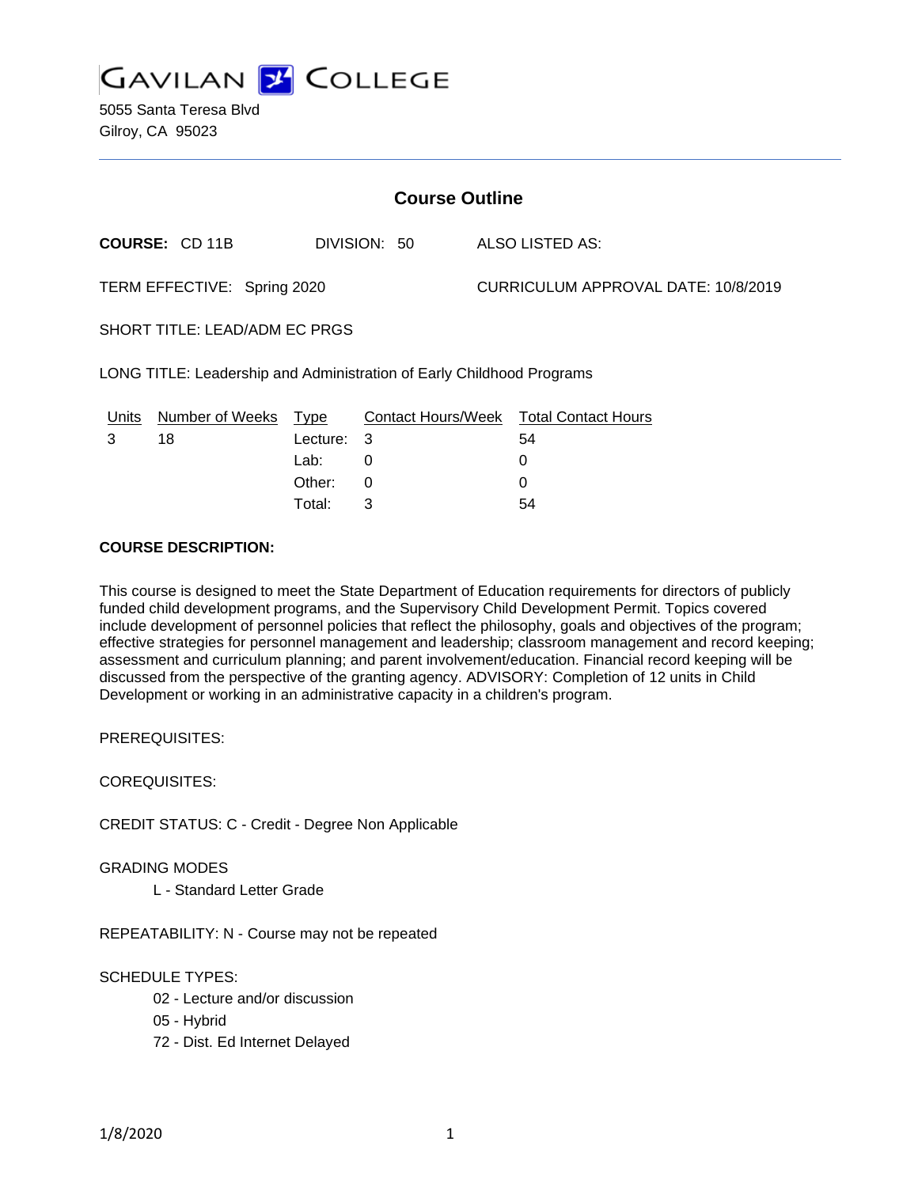# GAVILAN COLLEGE

5055 Santa Teresa Blvd
Gilroy, CA 95023

## Course Outline

**COURSE:** CD 11B     DIVISION: 50     ALSO LISTED AS:

TERM EFFECTIVE: Spring 2020     CURRICULUM APPROVAL DATE: 10/8/2019

SHORT TITLE: LEAD/ADM EC PRGS

LONG TITLE: Leadership and Administration of Early Childhood Programs

| Units | Number of Weeks | Type | Contact Hours/Week | Total Contact Hours |
|---|---|---|---|---|
| 3 | 18 | Lecture: | 3 | 54 |
| | | Lab: | 0 | 0 |
| | | Other: | 0 | 0 |
| | | Total: | 3 | 54 |

**COURSE DESCRIPTION:**

This course is designed to meet the State Department of Education requirements for directors of publicly funded child development programs, and the Supervisory Child Development Permit. Topics covered include development of personnel policies that reflect the philosophy, goals and objectives of the program; effective strategies for personnel management and leadership; classroom management and record keeping; assessment and curriculum planning; and parent involvement/education. Financial record keeping will be discussed from the perspective of the granting agency. ADVISORY: Completion of 12 units in Child Development or working in an administrative capacity in a children's program.

PREREQUISITES:

COREQUISITES:

CREDIT STATUS: C - Credit - Degree Non Applicable

GRADING MODES

L - Standard Letter Grade

REPEATABILITY: N - Course may not be repeated

SCHEDULE TYPES:

02 - Lecture and/or discussion
05 - Hybrid
72 - Dist. Ed Internet Delayed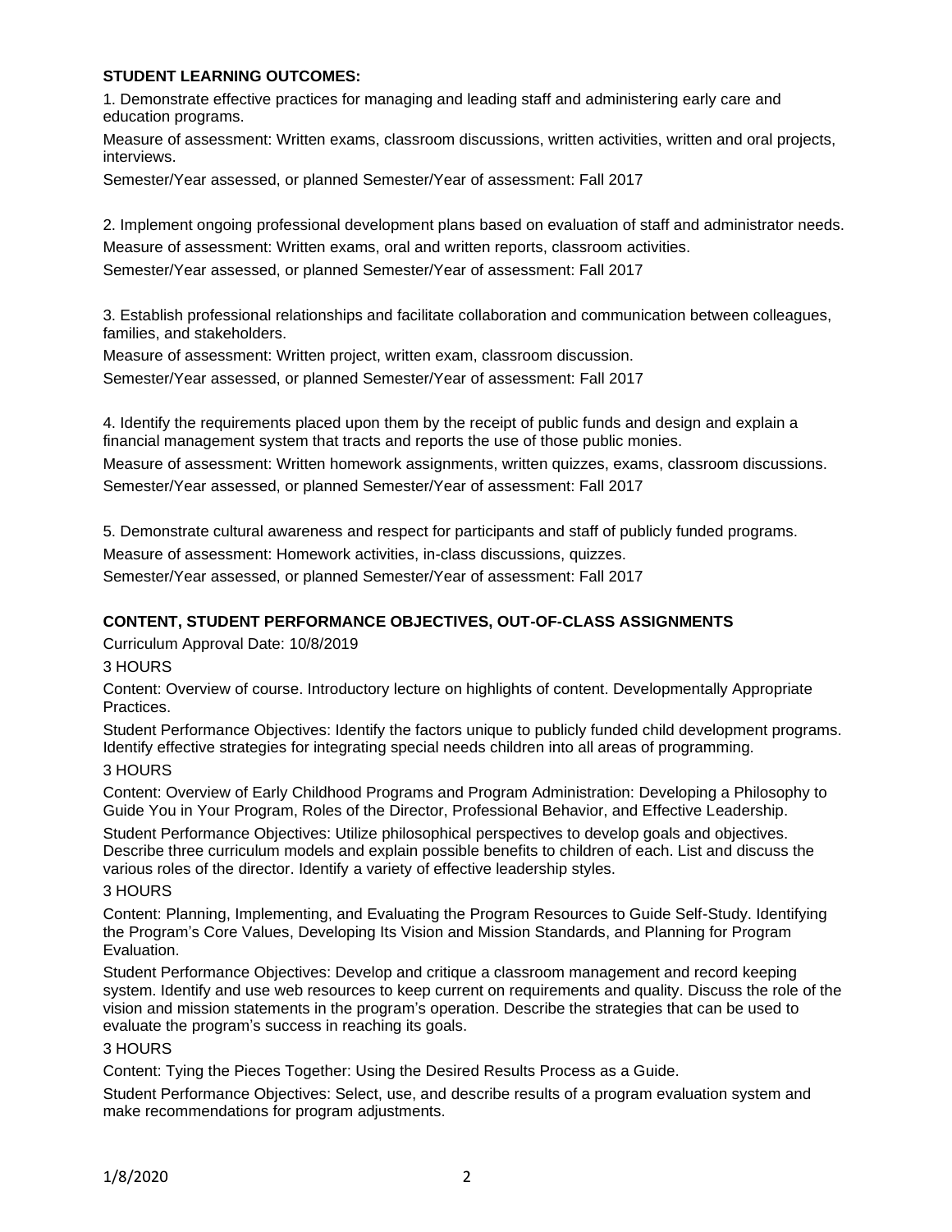**STUDENT LEARNING OUTCOMES:**

1. Demonstrate effective practices for managing and leading staff and administering early care and education programs.

Measure of assessment: Written exams, classroom discussions, written activities, written and oral projects, interviews.

Semester/Year assessed, or planned Semester/Year of assessment: Fall 2017

2. Implement ongoing professional development plans based on evaluation of staff and administrator needs.

Measure of assessment: Written exams, oral and written reports, classroom activities.

Semester/Year assessed, or planned Semester/Year of assessment: Fall 2017

3. Establish professional relationships and facilitate collaboration and communication between colleagues, families, and stakeholders.

Measure of assessment: Written project, written exam, classroom discussion.

Semester/Year assessed, or planned Semester/Year of assessment: Fall 2017

4. Identify the requirements placed upon them by the receipt of public funds and design and explain a financial management system that tracts and reports the use of those public monies.

Measure of assessment: Written homework assignments, written quizzes, exams, classroom discussions.

Semester/Year assessed, or planned Semester/Year of assessment: Fall 2017

5. Demonstrate cultural awareness and respect for participants and staff of publicly funded programs.

Measure of assessment: Homework activities, in-class discussions, quizzes.

Semester/Year assessed, or planned Semester/Year of assessment: Fall 2017

**CONTENT, STUDENT PERFORMANCE OBJECTIVES, OUT-OF-CLASS ASSIGNMENTS**

Curriculum Approval Date: 10/8/2019

3 HOURS

Content: Overview of course. Introductory lecture on highlights of content. Developmentally Appropriate Practices.

Student Performance Objectives: Identify the factors unique to publicly funded child development programs. Identify effective strategies for integrating special needs children into all areas of programming.

3 HOURS

Content: Overview of Early Childhood Programs and Program Administration: Developing a Philosophy to Guide You in Your Program, Roles of the Director, Professional Behavior, and Effective Leadership.

Student Performance Objectives: Utilize philosophical perspectives to develop goals and objectives. Describe three curriculum models and explain possible benefits to children of each. List and discuss the various roles of the director. Identify a variety of effective leadership styles.

3 HOURS

Content: Planning, Implementing, and Evaluating the Program Resources to Guide Self-Study. Identifying the Program's Core Values, Developing Its Vision and Mission Standards, and Planning for Program Evaluation.

Student Performance Objectives: Develop and critique a classroom management and record keeping system. Identify and use web resources to keep current on requirements and quality. Discuss the role of the vision and mission statements in the program's operation. Describe the strategies that can be used to evaluate the program's success in reaching its goals.

3 HOURS

Content: Tying the Pieces Together: Using the Desired Results Process as a Guide.

Student Performance Objectives: Select, use, and describe results of a program evaluation system and make recommendations for program adjustments.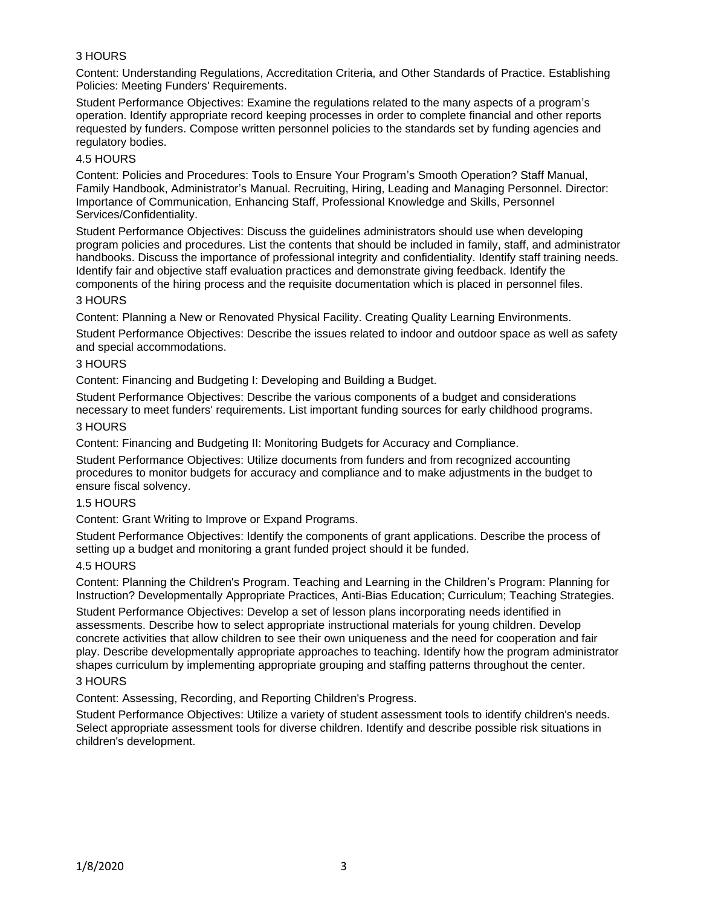3 HOURS

Content: Understanding Regulations, Accreditation Criteria, and Other Standards of Practice. Establishing Policies: Meeting Funders' Requirements.

Student Performance Objectives: Examine the regulations related to the many aspects of a program's operation. Identify appropriate record keeping processes in order to complete financial and other reports requested by funders. Compose written personnel policies to the standards set by funding agencies and regulatory bodies.

4.5 HOURS

Content: Policies and Procedures: Tools to Ensure Your Program's Smooth Operation? Staff Manual, Family Handbook, Administrator's Manual. Recruiting, Hiring, Leading and Managing Personnel. Director: Importance of Communication, Enhancing Staff, Professional Knowledge and Skills, Personnel Services/Confidentiality.

Student Performance Objectives: Discuss the guidelines administrators should use when developing program policies and procedures. List the contents that should be included in family, staff, and administrator handbooks. Discuss the importance of professional integrity and confidentiality. Identify staff training needs. Identify fair and objective staff evaluation practices and demonstrate giving feedback. Identify the components of the hiring process and the requisite documentation which is placed in personnel files.

3 HOURS

Content: Planning a New or Renovated Physical Facility. Creating Quality Learning Environments.

Student Performance Objectives: Describe the issues related to indoor and outdoor space as well as safety and special accommodations.

3 HOURS

Content: Financing and Budgeting I: Developing and Building a Budget.

Student Performance Objectives: Describe the various components of a budget and considerations necessary to meet funders' requirements. List important funding sources for early childhood programs.

3 HOURS

Content: Financing and Budgeting II: Monitoring Budgets for Accuracy and Compliance.

Student Performance Objectives: Utilize documents from funders and from recognized accounting procedures to monitor budgets for accuracy and compliance and to make adjustments in the budget to ensure fiscal solvency.

1.5 HOURS

Content: Grant Writing to Improve or Expand Programs.

Student Performance Objectives: Identify the components of grant applications. Describe the process of setting up a budget and monitoring a grant funded project should it be funded.

4.5 HOURS

Content: Planning the Children's Program. Teaching and Learning in the Children's Program: Planning for Instruction? Developmentally Appropriate Practices, Anti-Bias Education; Curriculum; Teaching Strategies.

Student Performance Objectives: Develop a set of lesson plans incorporating needs identified in assessments. Describe how to select appropriate instructional materials for young children. Develop concrete activities that allow children to see their own uniqueness and the need for cooperation and fair play. Describe developmentally appropriate approaches to teaching. Identify how the program administrator shapes curriculum by implementing appropriate grouping and staffing patterns throughout the center.

3 HOURS

Content: Assessing, Recording, and Reporting Children's Progress.

Student Performance Objectives: Utilize a variety of student assessment tools to identify children's needs. Select appropriate assessment tools for diverse children. Identify and describe possible risk situations in children's development.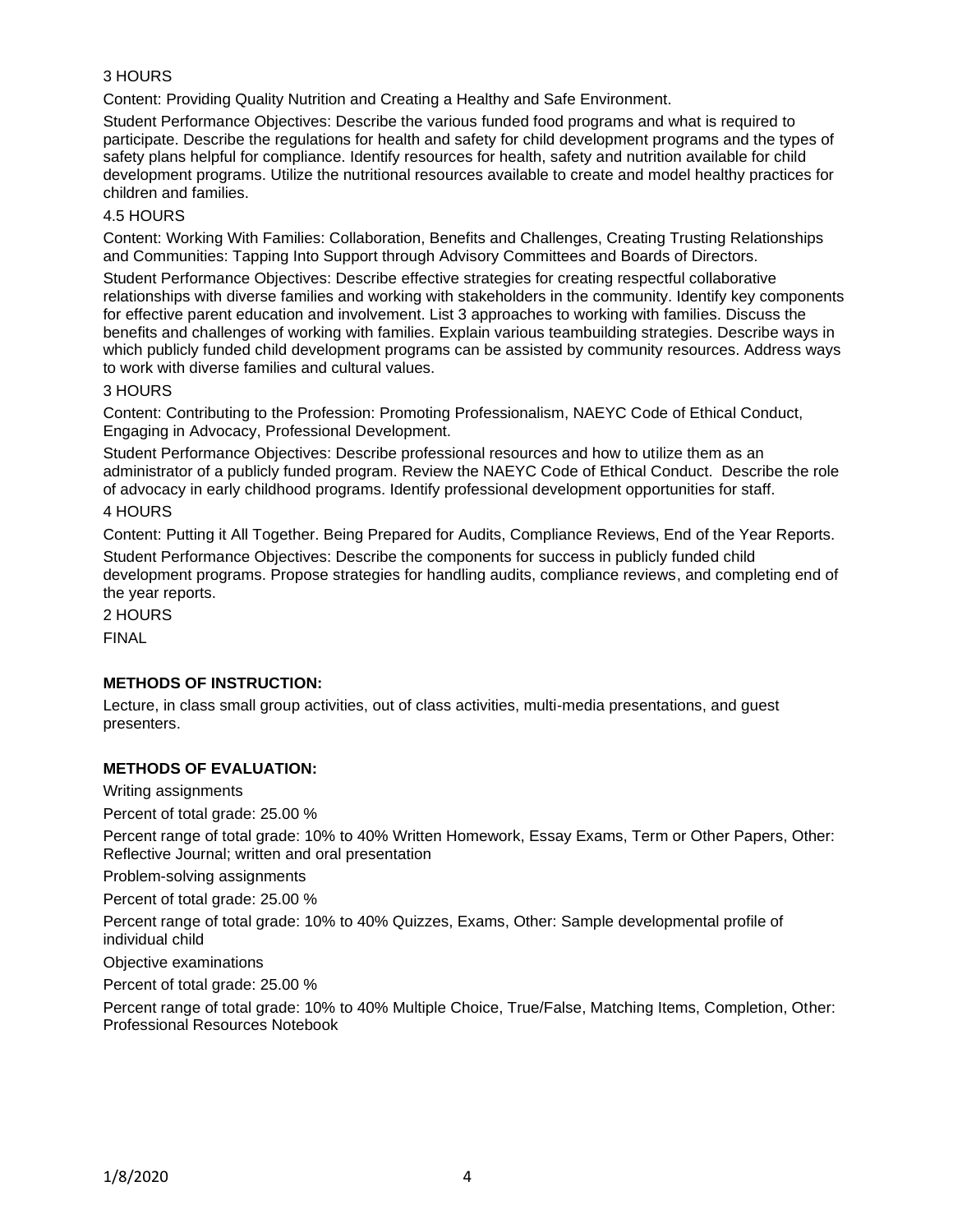3 HOURS

Content: Providing Quality Nutrition and Creating a Healthy and Safe Environment.

Student Performance Objectives: Describe the various funded food programs and what is required to participate. Describe the regulations for health and safety for child development programs and the types of safety plans helpful for compliance. Identify resources for health, safety and nutrition available for child development programs. Utilize the nutritional resources available to create and model healthy practices for children and families.

4.5 HOURS

Content: Working With Families: Collaboration, Benefits and Challenges, Creating Trusting Relationships and Communities: Tapping Into Support through Advisory Committees and Boards of Directors.

Student Performance Objectives: Describe effective strategies for creating respectful collaborative relationships with diverse families and working with stakeholders in the community. Identify key components for effective parent education and involvement. List 3 approaches to working with families. Discuss the benefits and challenges of working with families. Explain various teambuilding strategies. Describe ways in which publicly funded child development programs can be assisted by community resources. Address ways to work with diverse families and cultural values.

3 HOURS

Content: Contributing to the Profession: Promoting Professionalism, NAEYC Code of Ethical Conduct, Engaging in Advocacy, Professional Development.

Student Performance Objectives: Describe professional resources and how to utilize them as an administrator of a publicly funded program. Review the NAEYC Code of Ethical Conduct. Describe the role of advocacy in early childhood programs. Identify professional development opportunities for staff.

4 HOURS

Content: Putting it All Together. Being Prepared for Audits, Compliance Reviews, End of the Year Reports.

Student Performance Objectives: Describe the components for success in publicly funded child development programs. Propose strategies for handling audits, compliance reviews, and completing end of the year reports.

2 HOURS

FINAL

**METHODS OF INSTRUCTION:**

Lecture, in class small group activities, out of class activities, multi-media presentations, and guest presenters.

**METHODS OF EVALUATION:**

Writing assignments

Percent of total grade: 25.00 %

Percent range of total grade: 10% to 40% Written Homework, Essay Exams, Term or Other Papers, Other: Reflective Journal; written and oral presentation

Problem-solving assignments

Percent of total grade: 25.00 %

Percent range of total grade: 10% to 40% Quizzes, Exams, Other: Sample developmental profile of individual child

Objective examinations

Percent of total grade: 25.00 %

Percent range of total grade: 10% to 40% Multiple Choice, True/False, Matching Items, Completion, Other: Professional Resources Notebook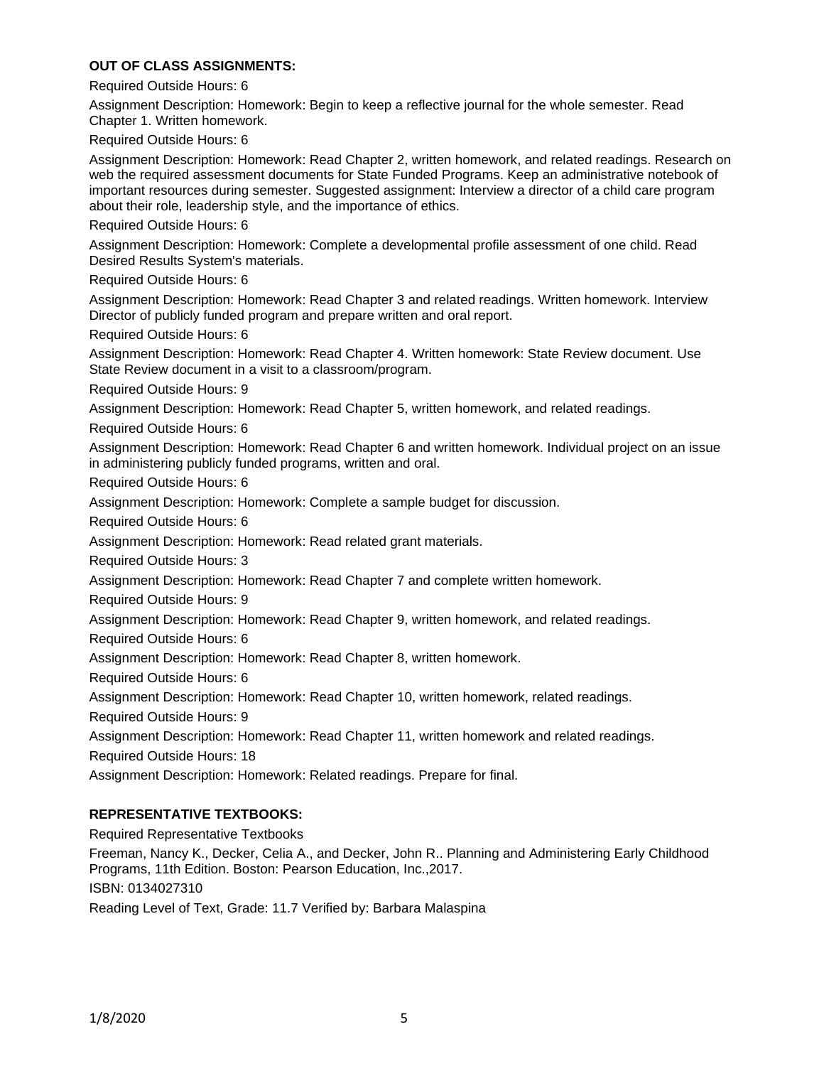**OUT OF CLASS ASSIGNMENTS:**

Required Outside Hours: 6

Assignment Description: Homework: Begin to keep a reflective journal for the whole semester. Read Chapter 1. Written homework.

Required Outside Hours: 6

Assignment Description: Homework: Read Chapter 2, written homework, and related readings. Research on web the required assessment documents for State Funded Programs. Keep an administrative notebook of important resources during semester. Suggested assignment: Interview a director of a child care program about their role, leadership style, and the importance of ethics.

Required Outside Hours: 6

Assignment Description: Homework: Complete a developmental profile assessment of one child. Read Desired Results System's materials.

Required Outside Hours: 6

Assignment Description: Homework: Read Chapter 3 and related readings. Written homework. Interview Director of publicly funded program and prepare written and oral report.

Required Outside Hours: 6

Assignment Description: Homework: Read Chapter 4. Written homework: State Review document. Use State Review document in a visit to a classroom/program.

Required Outside Hours: 9

Assignment Description: Homework: Read Chapter 5, written homework, and related readings.

Required Outside Hours: 6

Assignment Description: Homework: Read Chapter 6 and written homework. Individual project on an issue in administering publicly funded programs, written and oral.

Required Outside Hours: 6

Assignment Description: Homework: Complete a sample budget for discussion.

Required Outside Hours: 6

Assignment Description: Homework: Read related grant materials.

Required Outside Hours: 3

Assignment Description: Homework: Read Chapter 7 and complete written homework.

Required Outside Hours: 9

Assignment Description: Homework: Read Chapter 9, written homework, and related readings.

Required Outside Hours: 6

Assignment Description: Homework: Read Chapter 8, written homework.

Required Outside Hours: 6

Assignment Description: Homework: Read Chapter 10, written homework, related readings.

Required Outside Hours: 9

Assignment Description: Homework: Read Chapter 11, written homework and related readings.

Required Outside Hours: 18

Assignment Description: Homework: Related readings. Prepare for final.

**REPRESENTATIVE TEXTBOOKS:**

Required Representative Textbooks

Freeman, Nancy K., Decker, Celia A., and Decker, John R.. Planning and Administering Early Childhood Programs, 11th Edition. Boston: Pearson Education, Inc.,2017.

ISBN: 0134027310

Reading Level of Text, Grade: 11.7 Verified by: Barbara Malaspina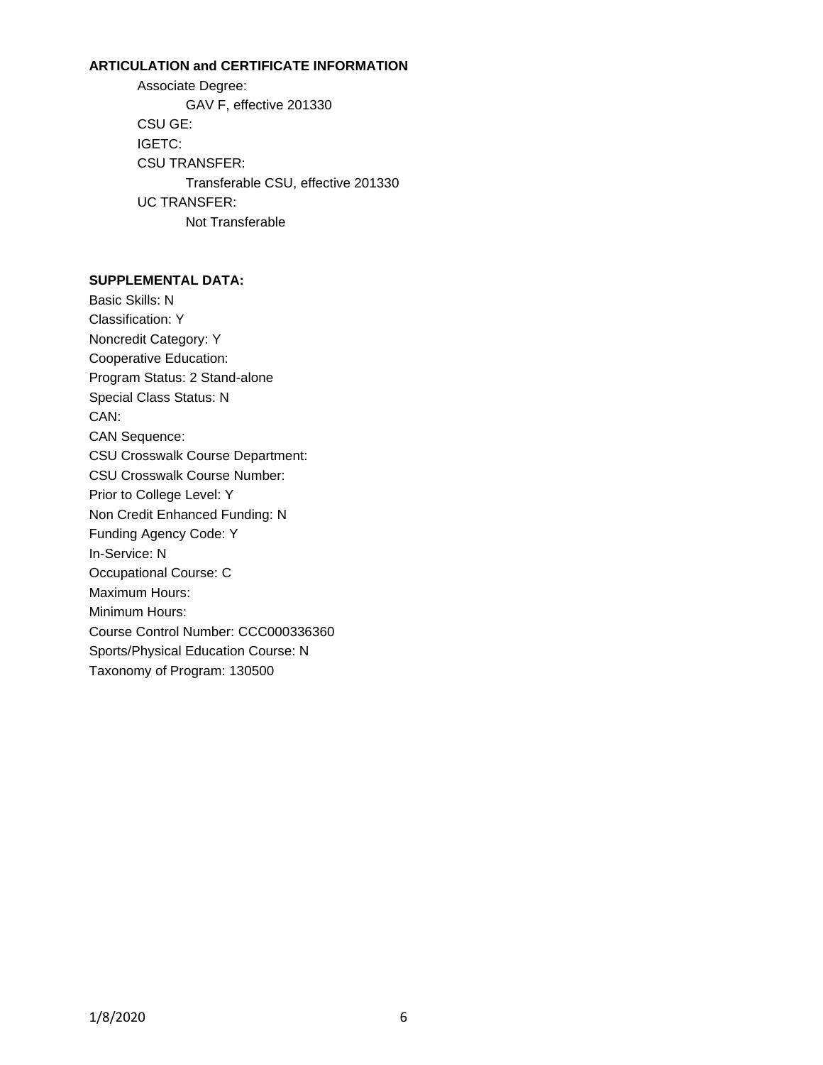**ARTICULATION and CERTIFICATE INFORMATION**

Associate Degree:

GAV F, effective 201330

CSU GE:

IGETC:

CSU TRANSFER:

Transferable CSU, effective 201330

UC TRANSFER:

Not Transferable

**SUPPLEMENTAL DATA:**

Basic Skills: N
Classification: Y
Noncredit Category: Y
Cooperative Education:
Program Status: 2 Stand-alone
Special Class Status: N
CAN:
CAN Sequence:
CSU Crosswalk Course Department:
CSU Crosswalk Course Number:
Prior to College Level: Y
Non Credit Enhanced Funding: N
Funding Agency Code: Y
In-Service: N
Occupational Course: C
Maximum Hours:
Minimum Hours:
Course Control Number: CCC000336360
Sports/Physical Education Course: N
Taxonomy of Program: 130500